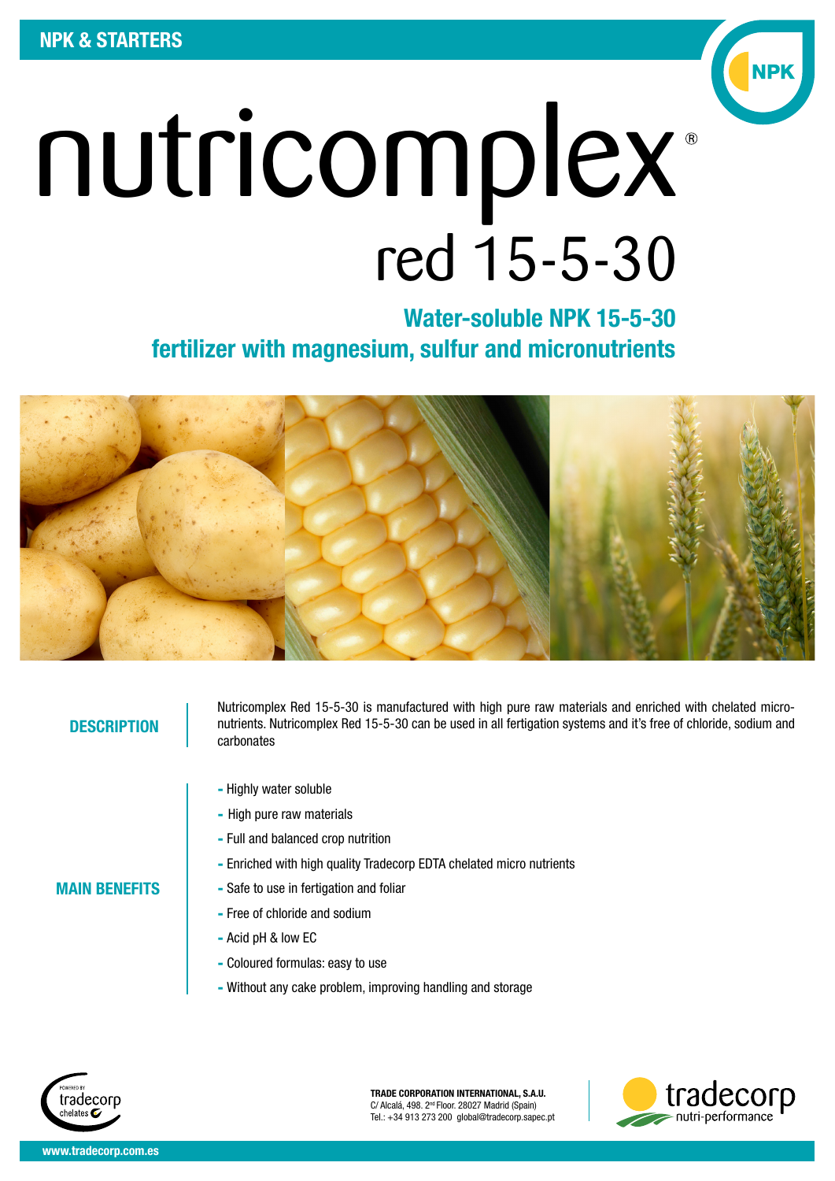NPK & STARTERS

# nutricomplex® red 15-5-30

## Water-soluble NPK 15-5-30 fertilizer with magnesium, sulfur and micronutrients

### DESCRIPTION

Nutricomplex Red 15-5-30 is manufactured with high pure raw materials and enriched with chelated micro-nutrients. Nutricomplex Red 15-5-30 can be used in all fertigation systems and it's free of chloride, sodium and carbonates

### MAIN BENEFITS

- Highly water soluble
- High pure raw materials
- Full and balanced crop nutrition
- Enriched with high quality Tradecorp EDTA chelated micro nutrients
- Safe to use in fertigation and foliar
- Free of chloride and sodium
- Acid pH & low EC
- Coloured formulas: easy to use
- Without any cake problem, improving handling and storage

POWERED BY tradecorp chelates

**TRADE CORPORATION INTERNATIONAL, S.A.U.**
C/ Alcalá, 498. 2nd Floor. 28027 Madrid (Spain)
Tel.: +34 913 273 200 global@tradecorp.sapec.pt

tradecorp nutri-performance

www.tradecorp.com.es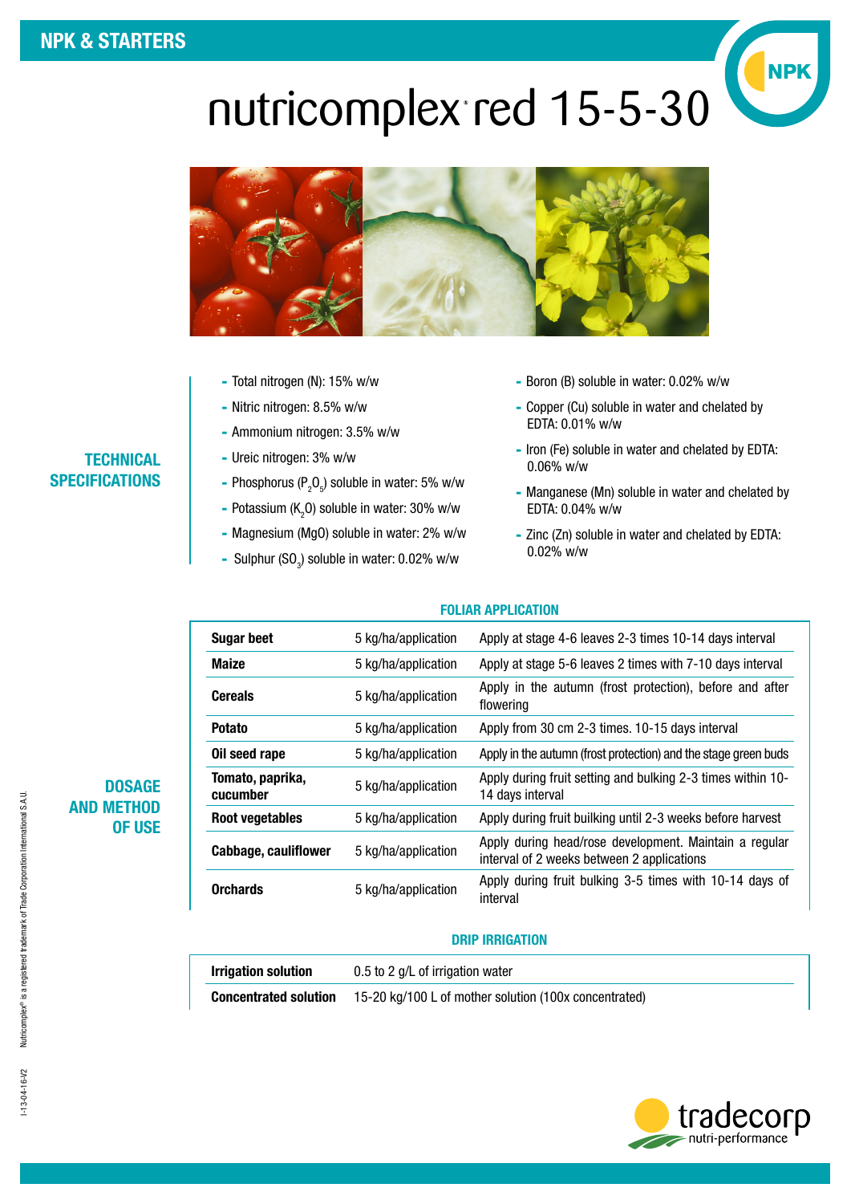# nutricomplex red 15-5-30

## TECHNICAL SPECIFICATIONS

- Total nitrogen (N): 15% w/w
- Nitric nitrogen: 8.5% w/w
- Ammonium nitrogen: 3.5% w/w
- Ureic nitrogen: 3% w/w
- Phosphorus ($P_2O_5$) soluble in water: 5% w/w
- Potassium ($K_2O$) soluble in water: 30% w/w
- Magnesium (MgO) soluble in water: 2% w/w
- Sulphur ($SO_3$) soluble in water: 0.02% w/w
- Boron (B) soluble in water: 0.02% w/w
- Copper (Cu) soluble in water and chelated by EDTA: 0.01% w/w
- Iron (Fe) soluble in water and chelated by EDTA: 0.06% w/w
- Manganese (Mn) soluble in water and chelated by EDTA: 0.04% w/w
- Zinc (Zn) soluble in water and chelated by EDTA: 0.02% w/w

## DOSAGE AND METHOD OF USE

### FOLIAR APPLICATION

| | | |
|---|---|---|
| **Sugar beet** | 5 kg/ha/application | Apply at stage 4-6 leaves 2-3 times 10-14 days interval |
| **Maize** | 5 kg/ha/application | Apply at stage 5-6 leaves 2 times with 7-10 days interval |
| **Cereals** | 5 kg/ha/application | Apply in the autumn (frost protection), before and after flowering |
| **Potato** | 5 kg/ha/application | Apply from 30 cm 2-3 times. 10-15 days interval |
| **Oil seed rape** | 5 kg/ha/application | Apply in the autumn (frost protection) and the stage green buds |
| **Tomato, paprika, cucumber** | 5 kg/ha/application | Apply during fruit setting and bulking 2-3 times within 10-14 days interval |
| **Root vegetables** | 5 kg/ha/application | Apply during fruit builking until 2-3 weeks before harvest |
| **Cabbage, cauliflower** | 5 kg/ha/application | Apply during head/rose development. Maintain a regular interval of 2 weeks between 2 applications |
| **Orchards** | 5 kg/ha/application | Apply during fruit bulking 3-5 times with 10-14 days of interval |

### DRIP IRRIGATION

| | |
|---|---|
| **Irrigation solution** | 0.5 to 2 g/L of irrigation water |
| **Concentrated solution** | 15-20 kg/100 L of mother solution (100x concentrated) |

Nutricomplex® is a registered trademark of Trade Corporation International S.A.U.

I-13-04-16-V2

tradecorp nutri-performance